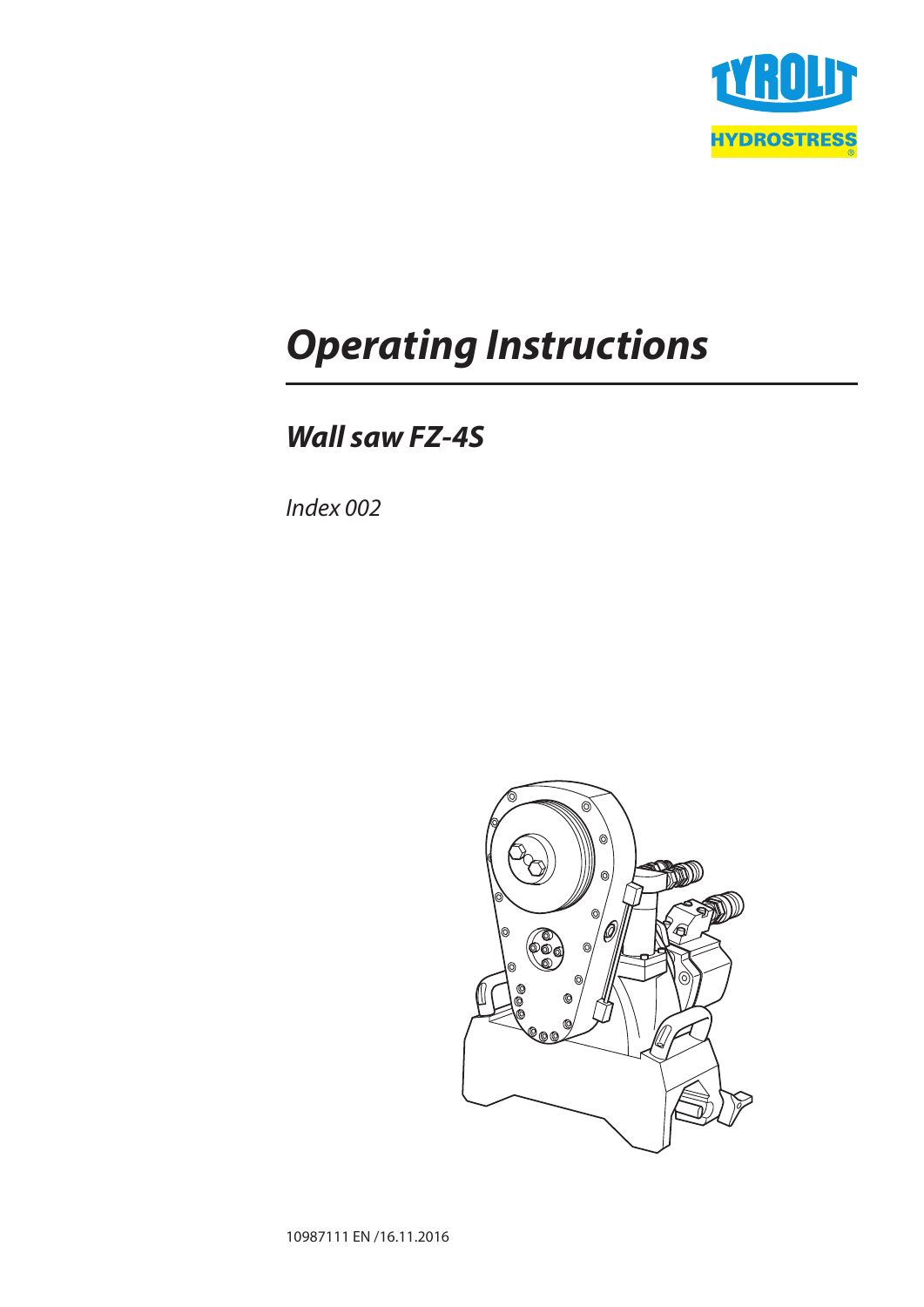TYROLIT HYDROSTRESS

# *Operating Instructions*

## *Wall saw FZ-4S*

*Index 002*

10987111 EN /16.11.2016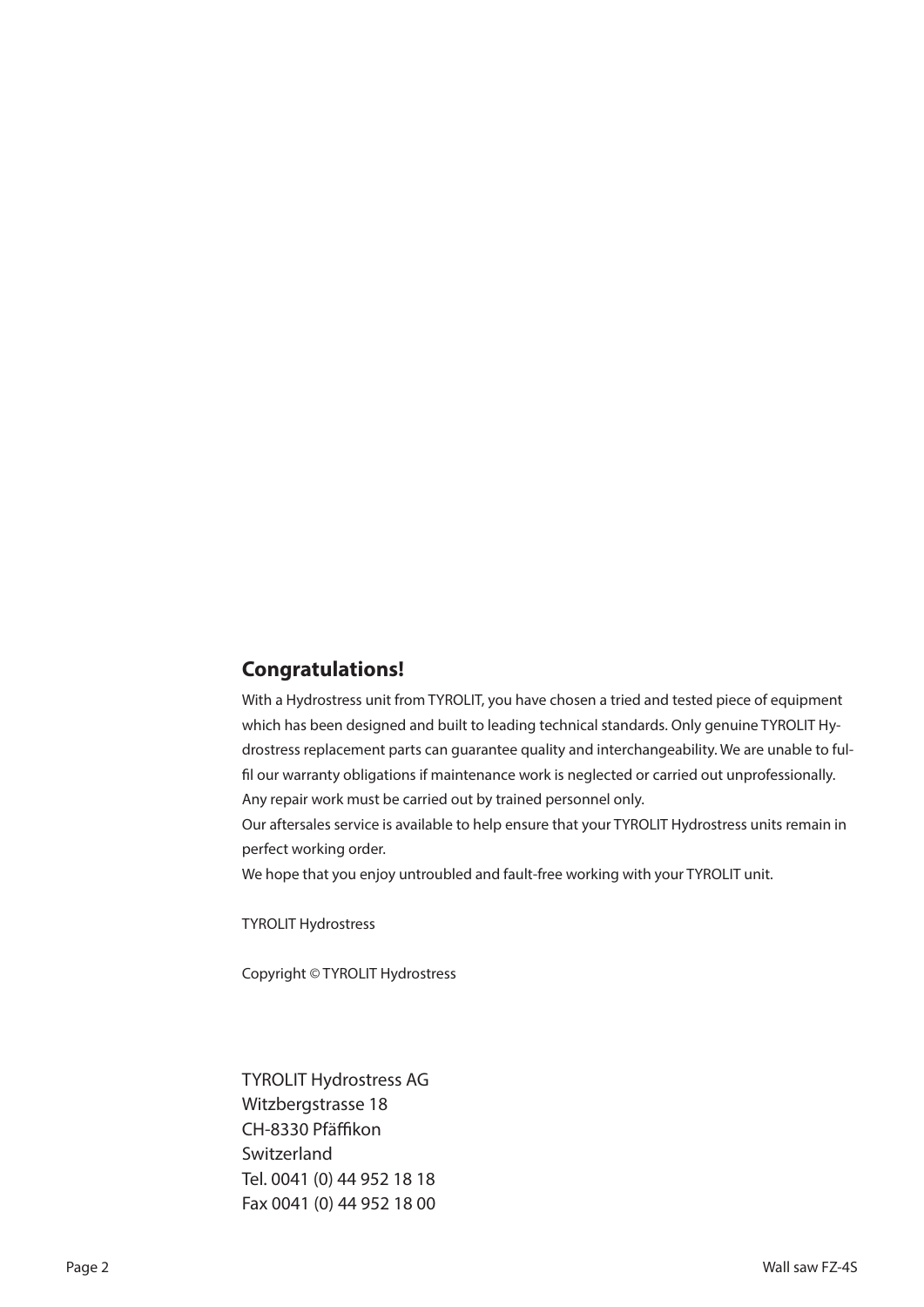## Congratulations!

With a Hydrostress unit from TYROLIT, you have chosen a tried and tested piece of equipment which has been designed and built to leading technical standards. Only genuine TYROLIT Hydrostress replacement parts can guarantee quality and interchangeability. We are unable to fulfil our warranty obligations if maintenance work is neglected or carried out unprofessionally. Any repair work must be carried out by trained personnel only.

Our aftersales service is available to help ensure that your TYROLIT Hydrostress units remain in perfect working order.

We hope that you enjoy untroubled and fault-free working with your TYROLIT unit.

TYROLIT Hydrostress

Copyright © TYROLIT Hydrostress

TYROLIT Hydrostress AG
Witzbergstrasse 18
CH-8330 Pfäffikon
Switzerland
Tel. 0041 (0) 44 952 18 18
Fax 0041 (0) 44 952 18 00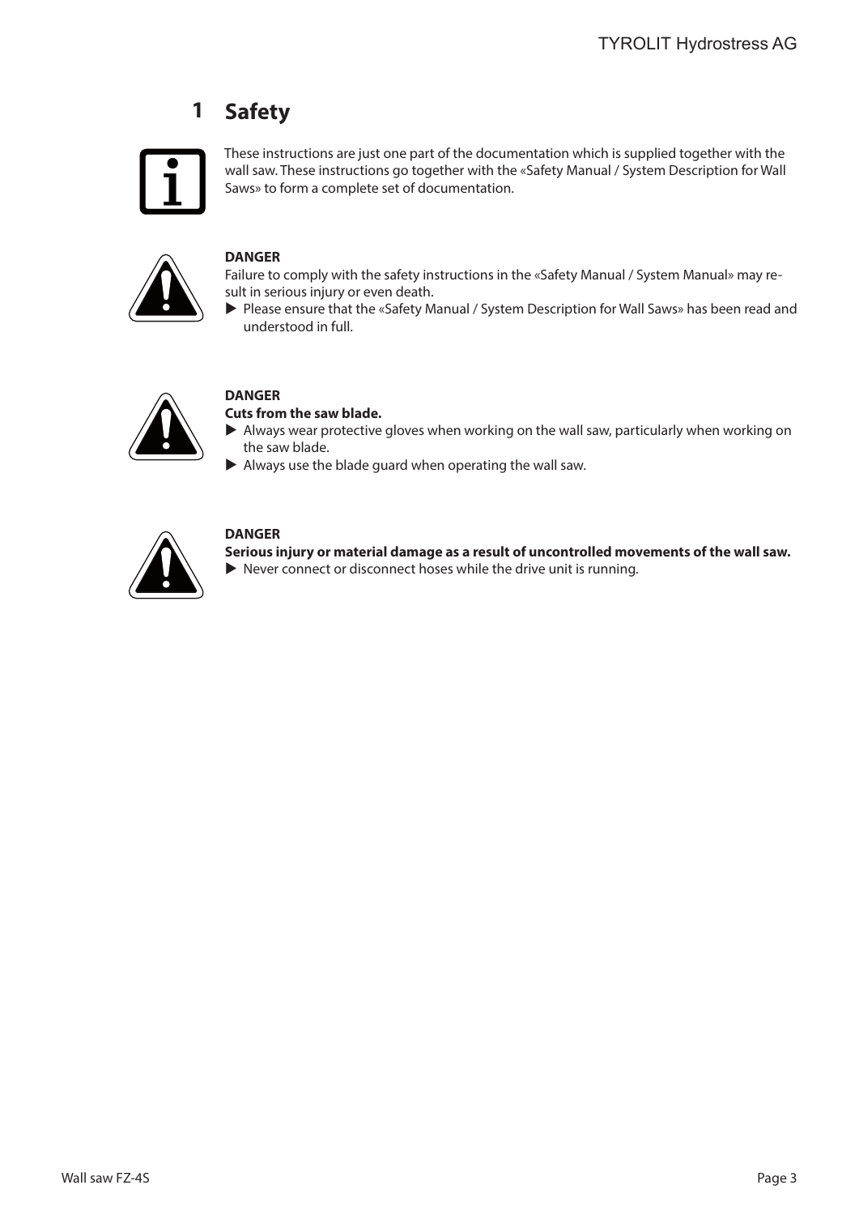# 1 Safety

These instructions are just one part of the documentation which is supplied together with the wall saw. These instructions go together with the «Safety Manual / System Description for Wall Saws» to form a complete set of documentation.

**DANGER**

Failure to comply with the safety instructions in the «Safety Manual / System Manual» may result in serious injury or even death.

▶ Please ensure that the «Safety Manual / System Description for Wall Saws» has been read and understood in full.

**DANGER**

**Cuts from the saw blade.**

▶ Always wear protective gloves when working on the wall saw, particularly when working on the saw blade.

▶ Always use the blade guard when operating the wall saw.

**DANGER**

**Serious injury or material damage as a result of uncontrolled movements of the wall saw.**

▶ Never connect or disconnect hoses while the drive unit is running.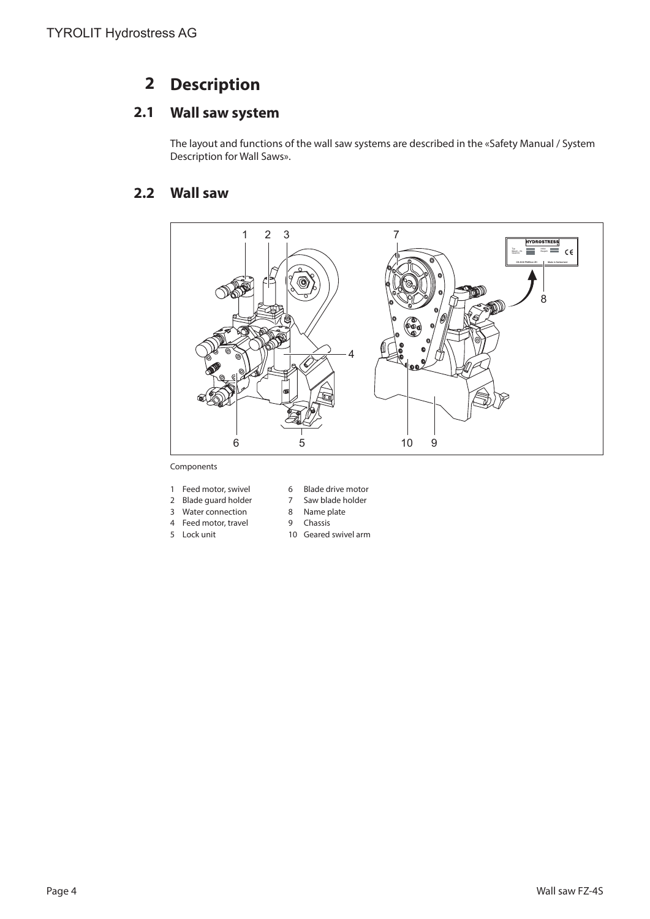# 2 Description

## 2.1 Wall saw system

The layout and functions of the wall saw systems are described in the «Safety Manual / System Description for Wall Saws».

## 2.2 Wall saw

Components

1. Feed motor, swivel
2. Blade guard holder
3. Water connection
4. Feed motor, travel
5. Lock unit
6. Blade drive motor
7. Saw blade holder
8. Name plate
9. Chassis
10. Geared swivel arm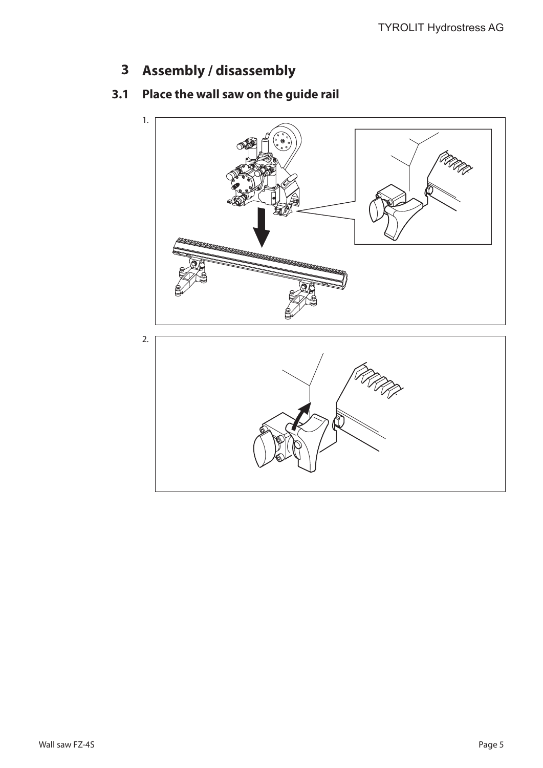# 3 Assembly / disassembly

## 3.1 Place the wall saw on the guide rail

1.

2.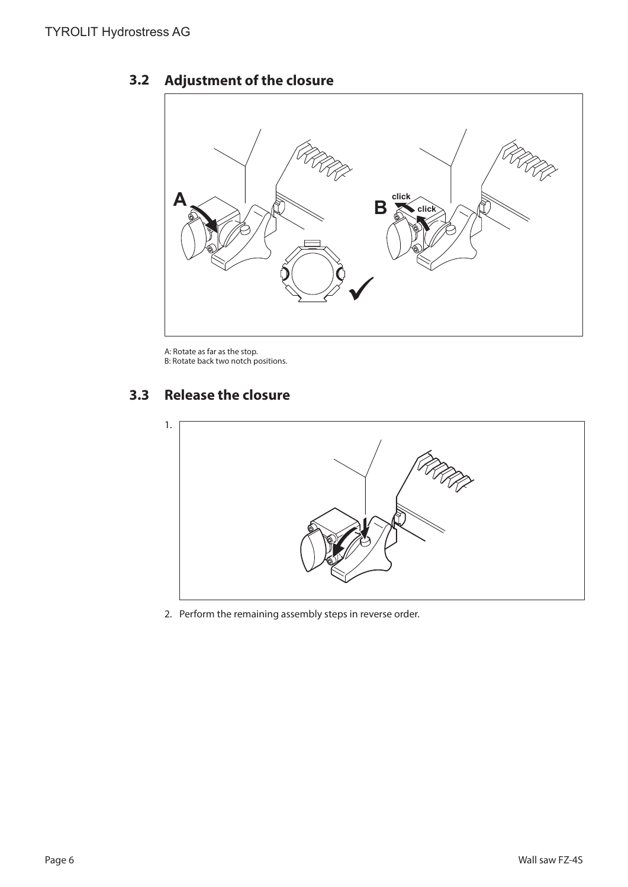## 3.2 Adjustment of the closure

A: Rotate as far as the stop.
B: Rotate back two notch positions.

## 3.3 Release the closure

1.

2. Perform the remaining assembly steps in reverse order.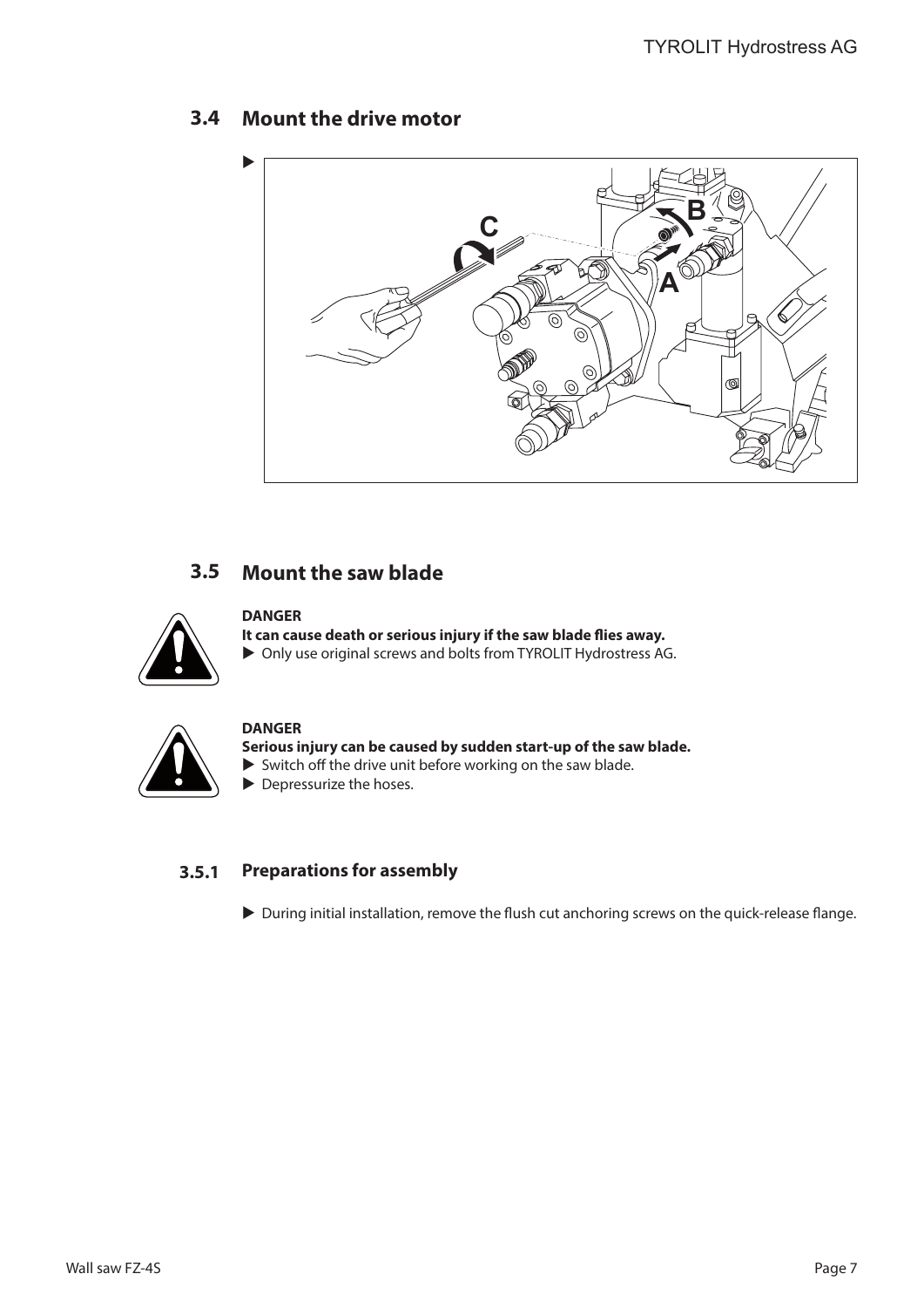## 3.4 Mount the drive motor

▶

## 3.5 Mount the saw blade

**DANGER**

**It can cause death or serious injury if the saw blade flies away.**

▶ Only use original screws and bolts from TYROLIT Hydrostress AG.

**DANGER**

**Serious injury can be caused by sudden start-up of the saw blade.**

▶ Switch off the drive unit before working on the saw blade.

▶ Depressurize the hoses.

### 3.5.1 Preparations for assembly

▶ During initial installation, remove the flush cut anchoring screws on the quick-release flange.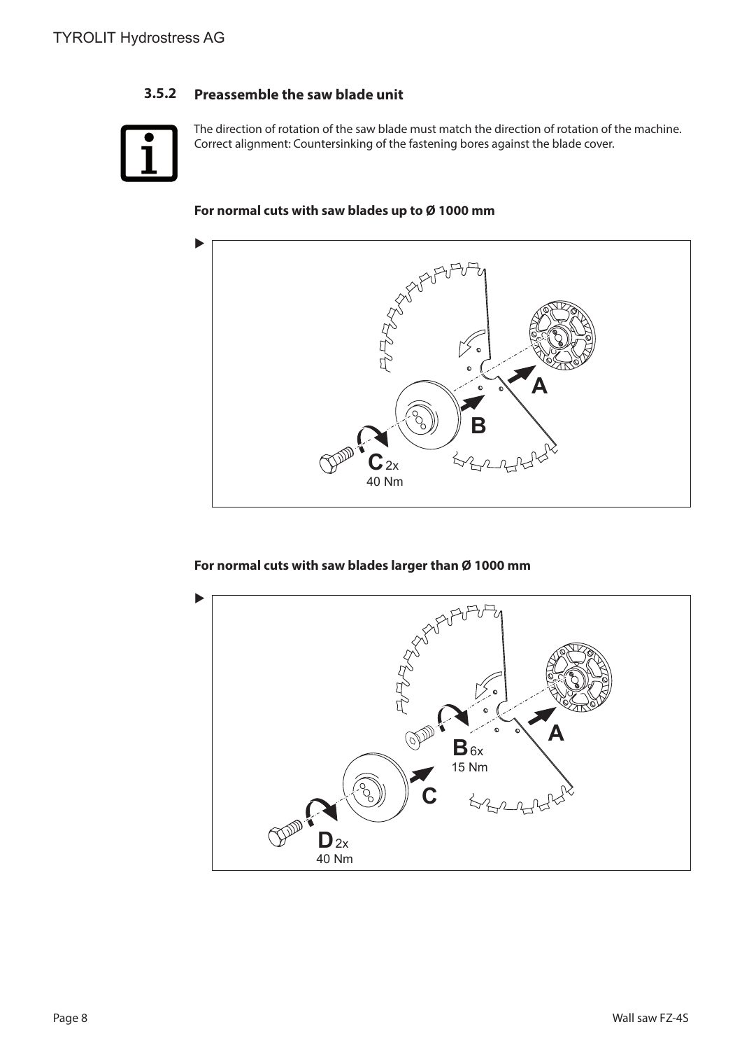### 3.5.2 Preassemble the saw blade unit

The direction of rotation of the saw blade must match the direction of rotation of the machine. Correct alignment: Countersinking of the fastening bores against the blade cover.

**For normal cuts with saw blades up to Ø 1000 mm**

▶

A

B

C 2x
40 Nm

**For normal cuts with saw blades larger than Ø 1000 mm**

▶

A

B 6x
15 Nm

C

D 2x
40 Nm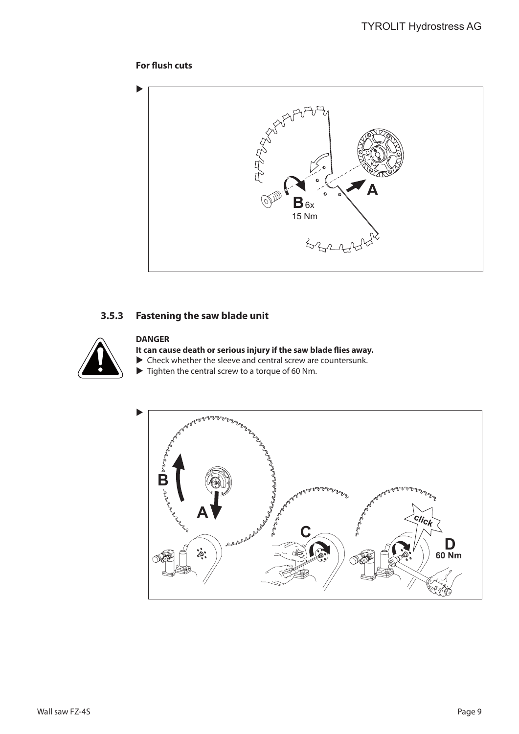**For flush cuts**

▶

### 3.5.3 Fastening the saw blade unit

**DANGER**

**It can cause death or serious injury if the saw blade flies away.**

▶ Check whether the sleeve and central screw are countersunk.

▶ Tighten the central screw to a torque of 60 Nm.

▶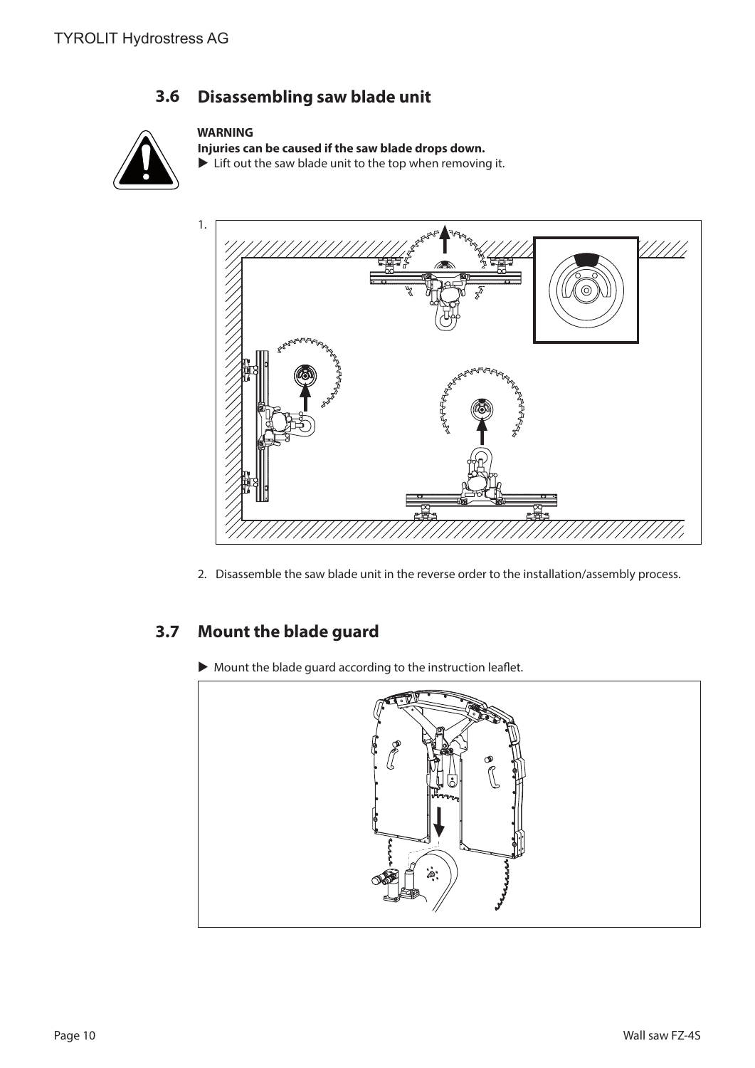## 3.6 Disassembling saw blade unit

**WARNING**
**Injuries can be caused if the saw blade drops down.**
▶ Lift out the saw blade unit to the top when removing it.

1.

2. Disassemble the saw blade unit in the reverse order to the installation/assembly process.

## 3.7 Mount the blade guard

▶ Mount the blade guard according to the instruction leaflet.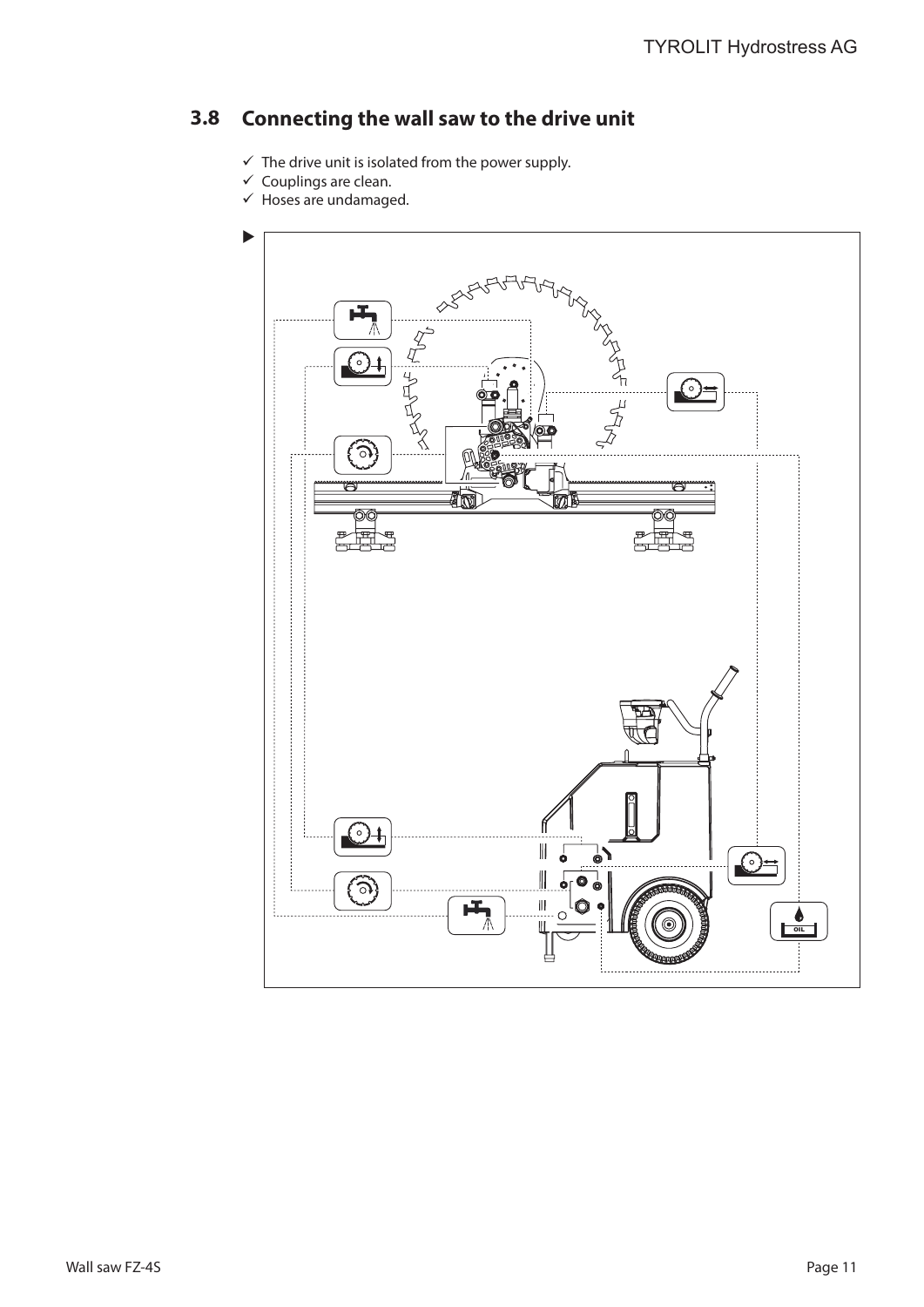## 3.8 Connecting the wall saw to the drive unit

- ✓ The drive unit is isolated from the power supply.
- ✓ Couplings are clean.
- ✓ Hoses are undamaged.

▶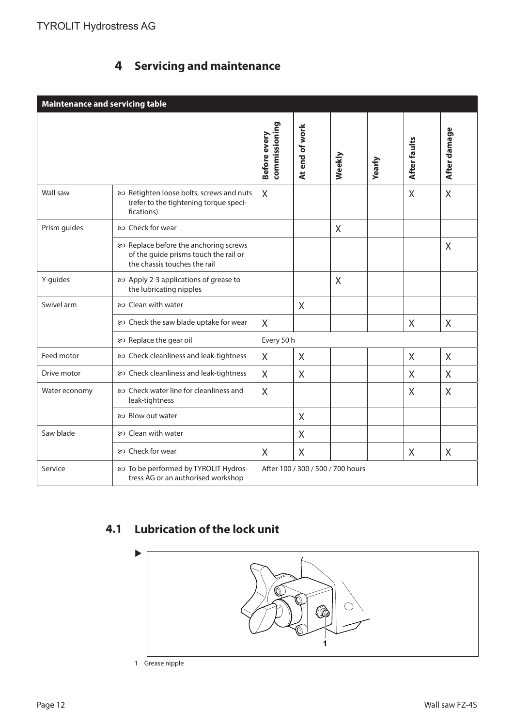# 4 Servicing and maintenance

| Maintenance and servicing table | | | | | | | |
|---|---|---|---|---|---|---|---|
| | | Before every commissioning | At end of work | Weekly | Yearly | After faults | After damage |
| Wall saw | ↪ Retighten loose bolts, screws and nuts (refer to the tightening torque specifications) | X | | | | X | X |
| Prism guides | ↪ Check for wear | | | X | | | |
| | ↪ Replace before the anchoring screws of the guide prisms touch the rail or the chassis touches the rail | | | | | | X |
| Y-guides | ↪ Apply 2-3 applications of grease to the lubricating nipples | | | X | | | |
| Swivel arm | ↪ Clean with water | | X | | | | |
| | ↪ Check the saw blade uptake for wear | X | | | | X | X |
| | ↪ Replace the gear oil | Every 50 h | | | | | |
| Feed motor | ↪ Check cleanliness and leak-tightness | X | X | | | X | X |
| Drive motor | ↪ Check cleanliness and leak-tightness | X | X | | | X | X |
| Water economy | ↪ Check water line for cleanliness and leak-tightness | X | | | | X | X |
| | ↪ Blow out water | | X | | | | |
| Saw blade | ↪ Clean with water | | X | | | | |
| | ↪ Check for wear | X | X | | | X | X |
| Service | ↪ To be performed by TYROLIT Hydrostress AG or an authorised workshop | After 100 / 300 / 500 / 700 hours | | | | | |

## 4.1 Lubrication of the lock unit

▶

1 Grease nipple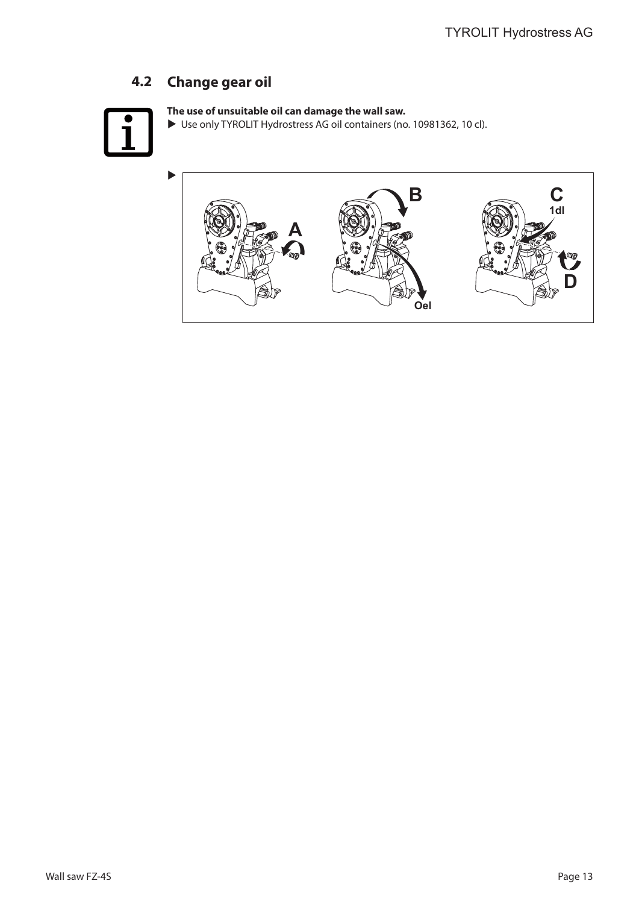## 4.2 Change gear oil

**The use of unsuitable oil can damage the wall saw.**

▶ Use only TYROLIT Hydrostress AG oil containers (no. 10981362, 10 cl).

▶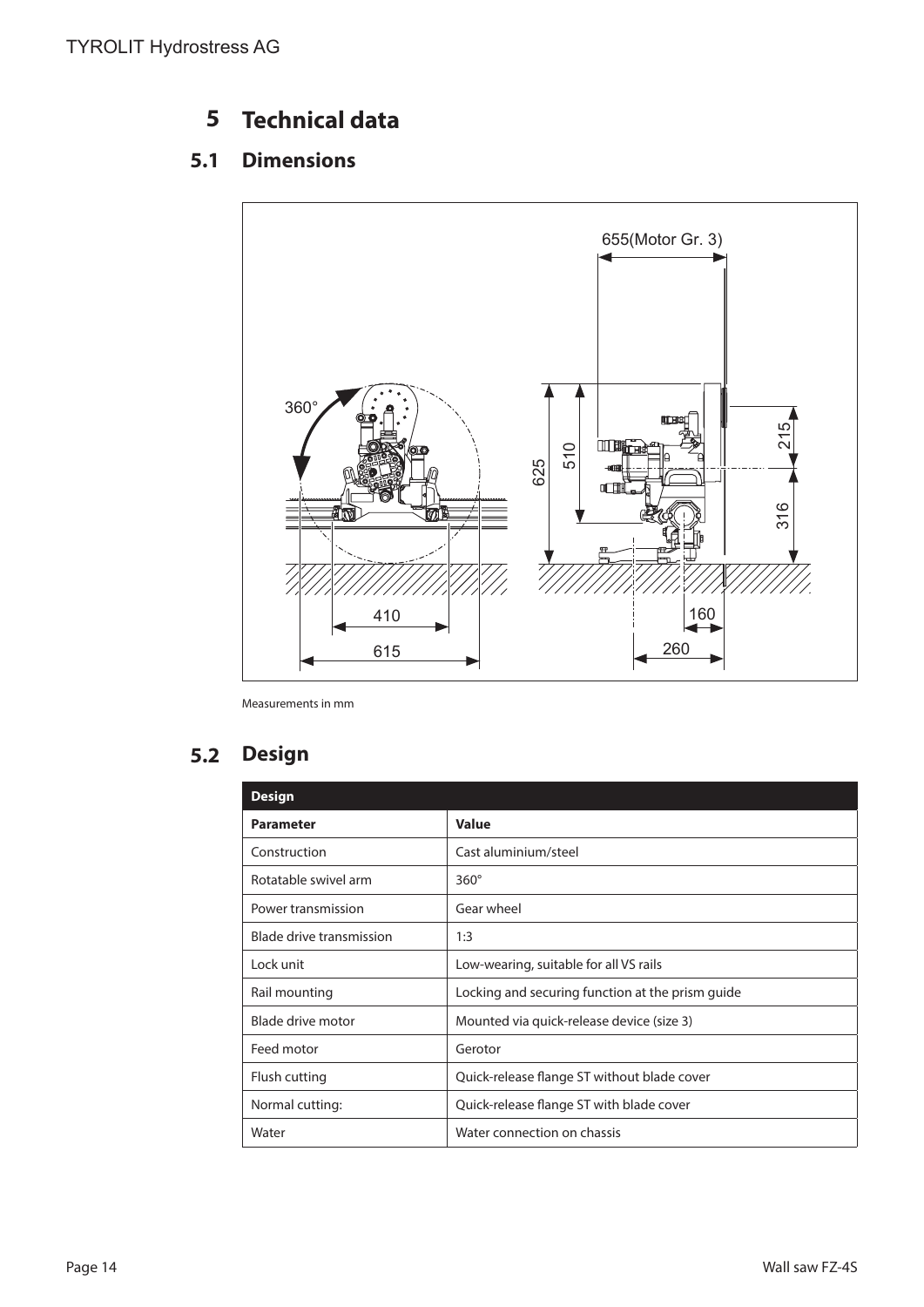# 5 Technical data

## 5.1 Dimensions

Measurements in mm

## 5.2 Design

| Design | |
|---|---|
| **Parameter** | **Value** |
| Construction | Cast aluminium/steel |
| Rotatable swivel arm | 360° |
| Power transmission | Gear wheel |
| Blade drive transmission | 1:3 |
| Lock unit | Low-wearing, suitable for all VS rails |
| Rail mounting | Locking and securing function at the prism guide |
| Blade drive motor | Mounted via quick-release device (size 3) |
| Feed motor | Gerotor |
| Flush cutting | Quick-release flange ST without blade cover |
| Normal cutting: | Quick-release flange ST with blade cover |
| Water | Water connection on chassis |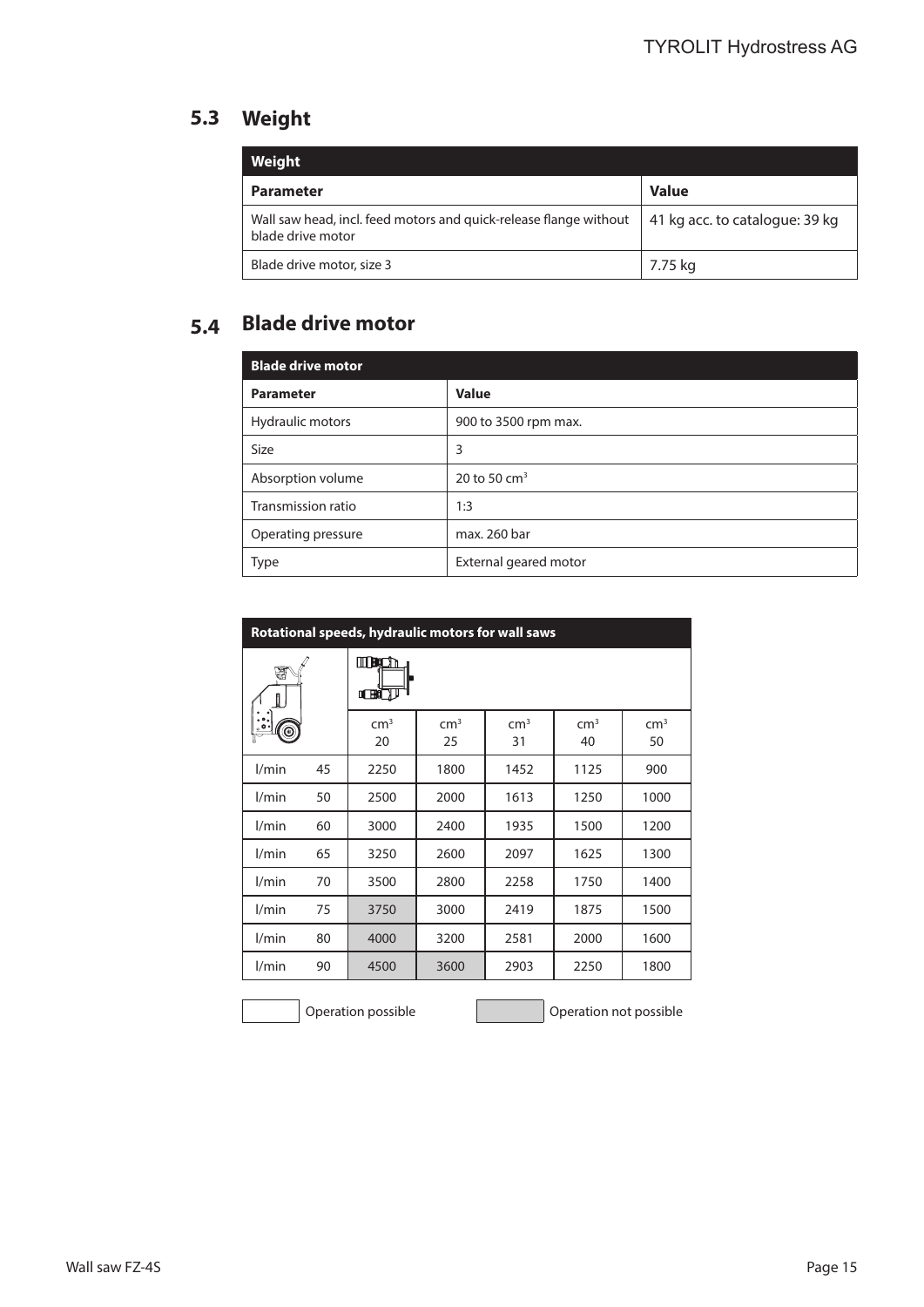## 5.3 Weight

| Weight | |
|---|---|
| **Parameter** | **Value** |
| Wall saw head, incl. feed motors and quick-release flange without blade drive motor | 41 kg acc. to catalogue: 39 kg |
| Blade drive motor, size 3 | 7.75 kg |

## 5.4 Blade drive motor

| Blade drive motor | |
|---|---|
| **Parameter** | **Value** |
| Hydraulic motors | 900 to 3500 rpm max. |
| Size | 3 |
| Absorption volume | 20 to 50 $cm^3$ |
| Transmission ratio | 1:3 |
| Operating pressure | max. 260 bar |
| Type | External geared motor |

| Rotational speeds, hydraulic motors for wall saws | | | | | | |
|---|---|---|---|---|---|---|
| | | $cm^3$ 20 | $cm^3$ 25 | $cm^3$ 31 | $cm^3$ 40 | $cm^3$ 50 |
| l/min | 45 | 2250 | 1800 | 1452 | 1125 | 900 |
| l/min | 50 | 2500 | 2000 | 1613 | 1250 | 1000 |
| l/min | 60 | 3000 | 2400 | 1935 | 1500 | 1200 |
| l/min | 65 | 3250 | 2600 | 2097 | 1625 | 1300 |
| l/min | 70 | 3500 | 2800 | 2258 | 1750 | 1400 |
| l/min | 75 | 3750 | 3000 | 2419 | 1875 | 1500 |
| l/min | 80 | 4000 | 3200 | 2581 | 2000 | 1600 |
| l/min | 90 | 4500 | 3600 | 2903 | 2250 | 1800 |

Operation possible: white cells. Operation not possible (shaded cells): 3750, 4000 and 4500 at 20 $cm^3$; 3600 at 25 $cm^3$.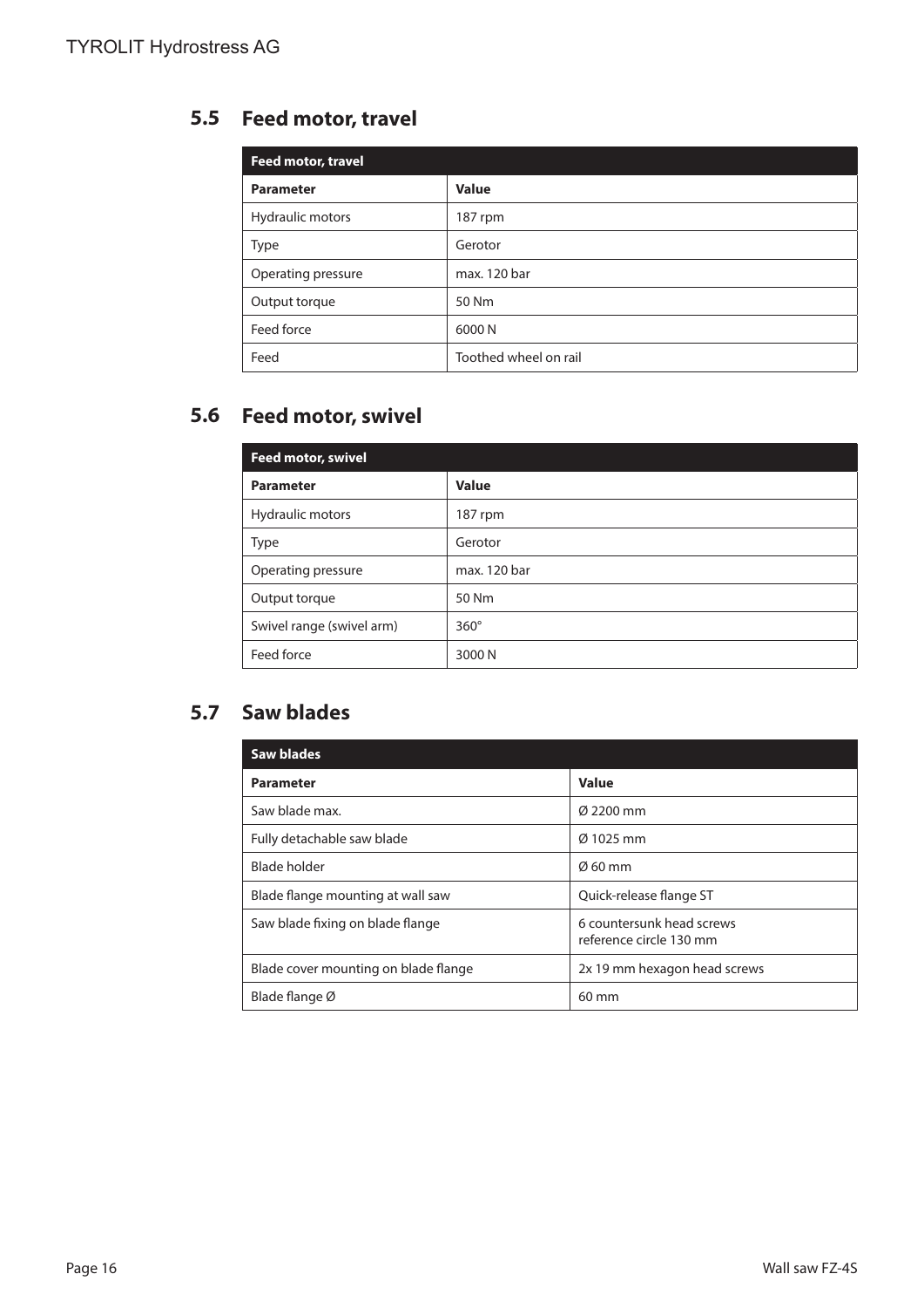## 5.5 Feed motor, travel

| Feed motor, travel | |
|---|---|
| **Parameter** | **Value** |
| Hydraulic motors | 187 rpm |
| Type | Gerotor |
| Operating pressure | max. 120 bar |
| Output torque | 50 Nm |
| Feed force | 6000 N |
| Feed | Toothed wheel on rail |

## 5.6 Feed motor, swivel

| Feed motor, swivel | |
|---|---|
| **Parameter** | **Value** |
| Hydraulic motors | 187 rpm |
| Type | Gerotor |
| Operating pressure | max. 120 bar |
| Output torque | 50 Nm |
| Swivel range (swivel arm) | 360° |
| Feed force | 3000 N |

## 5.7 Saw blades

| Saw blades | |
|---|---|
| **Parameter** | **Value** |
| Saw blade max. | Ø 2200 mm |
| Fully detachable saw blade | Ø 1025 mm |
| Blade holder | Ø 60 mm |
| Blade flange mounting at wall saw | Quick-release flange ST |
| Saw blade fixing on blade flange | 6 countersunk head screws reference circle 130 mm |
| Blade cover mounting on blade flange | 2x 19 mm hexagon head screws |
| Blade flange Ø | 60 mm |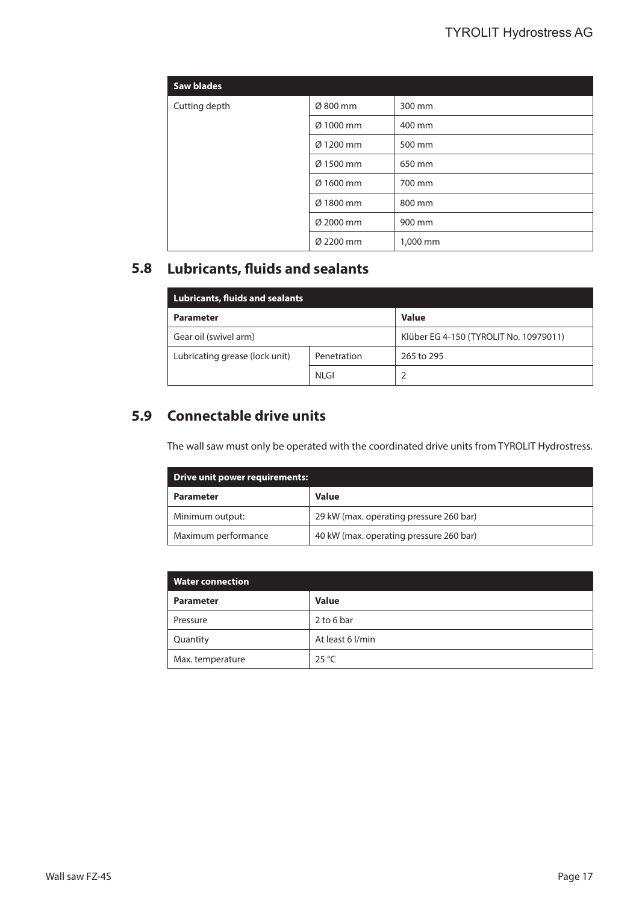| Saw blades | | |
|---|---|---|
| Cutting depth | Ø 800 mm | 300 mm |
| | Ø 1000 mm | 400 mm |
| | Ø 1200 mm | 500 mm |
| | Ø 1500 mm | 650 mm |
| | Ø 1600 mm | 700 mm |
| | Ø 1800 mm | 800 mm |
| | Ø 2000 mm | 900 mm |
| | Ø 2200 mm | 1,000 mm |

## 5.8 Lubricants, fluids and sealants

| Lubricants, fluids and sealants | | |
|---|---|---|
| **Parameter** | | **Value** |
| Gear oil (swivel arm) | | Klüber EG 4-150 (TYROLIT No. 10979011) |
| Lubricating grease (lock unit) | Penetration | 265 to 295 |
| | NLGI | 2 |

## 5.9 Connectable drive units

The wall saw must only be operated with the coordinated drive units from TYROLIT Hydrostress.

| Drive unit power requirements: | |
|---|---|
| **Parameter** | **Value** |
| Minimum output: | 29 kW (max. operating pressure 260 bar) |
| Maximum performance | 40 kW (max. operating pressure 260 bar) |

| Water connection | |
|---|---|
| **Parameter** | **Value** |
| Pressure | 2 to 6 bar |
| Quantity | At least 6 l/min |
| Max. temperature | 25 °C |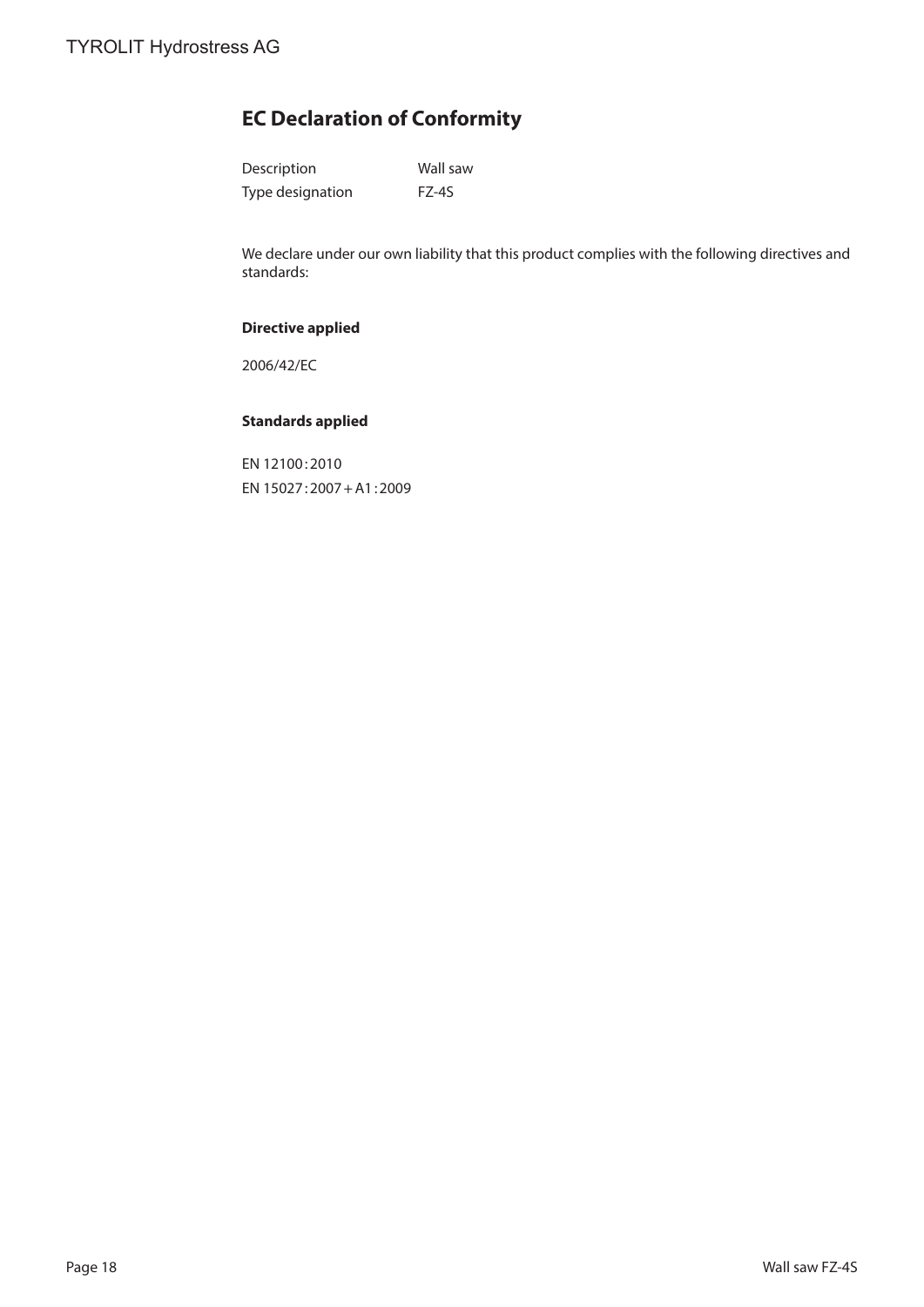# EC Declaration of Conformity

| Description | Wall saw |
| --- | --- |
| Type designation | FZ-4S |

We declare under our own liability that this product complies with the following directives and standards:

**Directive applied**

2006/42/EC

**Standards applied**

EN 12100 : 2010

EN 15027 : 2007 + A1 : 2009